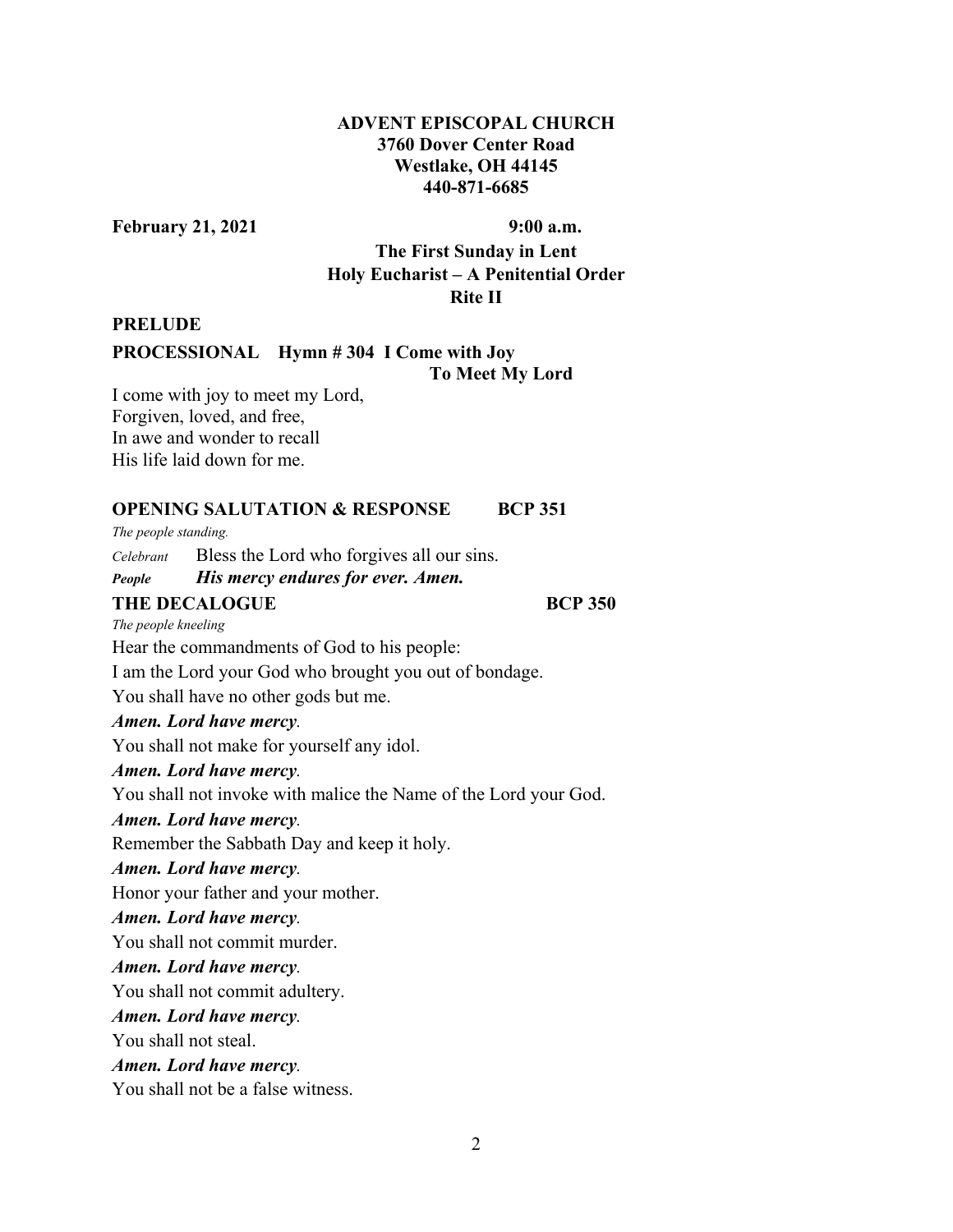**ADVENT EPISCOPAL CHURCH**
**3760 Dover Center Road**
**Westlake, OH 44145**
**440-871-6685**

**February 21, 2021** **9:00 a.m.**

**The First Sunday in Lent**
**Holy Eucharist – A Penitential Order**
**Rite II**

**PRELUDE**

**PROCESSIONAL Hymn # 304 I Come with Joy To Meet My Lord**

I come with joy to meet my Lord,
Forgiven, loved, and free,
In awe and wonder to recall
His life laid down for me.

**OPENING SALUTATION & RESPONSE BCP 351**

*The people standing.*

*Celebrant* Bless the Lord who forgives all our sins.
***People His mercy endures for ever. Amen.***

**THE DECALOGUE BCP 350**

*The people kneeling*

Hear the commandments of God to his people:
I am the Lord your God who brought you out of bondage.
You shall have no other gods but me.
***Amen. Lord have mercy.***
You shall not make for yourself any idol.
***Amen. Lord have mercy.***
You shall not invoke with malice the Name of the Lord your God.
***Amen. Lord have mercy.***
Remember the Sabbath Day and keep it holy.
***Amen. Lord have mercy.***
Honor your father and your mother.
***Amen. Lord have mercy.***
You shall not commit murder.
***Amen. Lord have mercy.***
You shall not commit adultery.
***Amen. Lord have mercy.***
You shall not steal.
***Amen. Lord have mercy.***
You shall not be a false witness.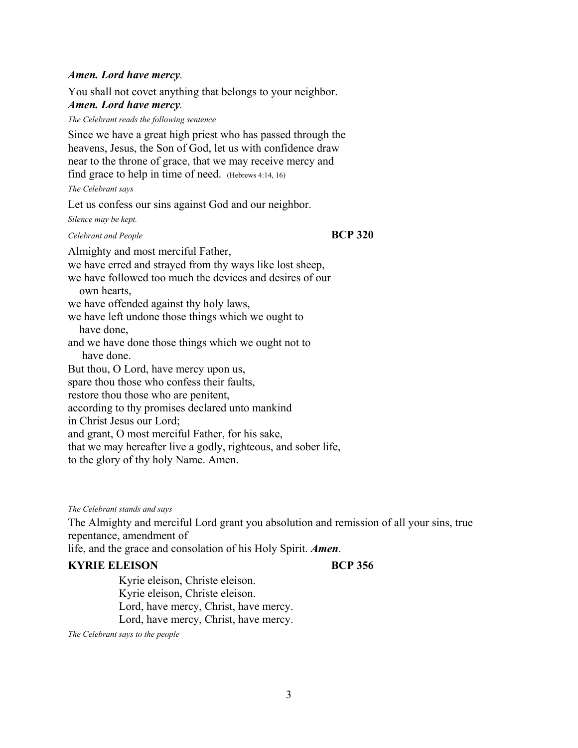***Amen. Lord have mercy*.**

You shall not covet anything that belongs to your neighbor.
***Amen. Lord have mercy*.**

*The Celebrant reads the following sentence*

Since we have a great high priest who has passed through the heavens, Jesus, the Son of God, let us with confidence draw near to the throne of grace, that we may receive mercy and find grace to help in time of need. (Hebrews 4:14, 16)

*The Celebrant says*

Let us confess our sins against God and our neighbor.

*Silence may be kept.*

*Celebrant and People* **BCP 320**

Almighty and most merciful Father,
we have erred and strayed from thy ways like lost sheep,
we have followed too much the devices and desires of our
own hearts,
we have offended against thy holy laws,
we have left undone those things which we ought to
have done,
and we have done those things which we ought not to
have done.
But thou, O Lord, have mercy upon us,
spare thou those who confess their faults,
restore thou those who are penitent,
according to thy promises declared unto mankind
in Christ Jesus our Lord;
and grant, O most merciful Father, for his sake,
that we may hereafter live a godly, righteous, and sober life,
to the glory of thy holy Name. Amen.

*The Celebrant stands and says*

The Almighty and merciful Lord grant you absolution and remission of all your sins, true repentance, amendment of
life, and the grace and consolation of his Holy Spirit. ***Amen***.

**KYRIE ELEISON** **BCP 356**

Kyrie eleison, Christe eleison.
Kyrie eleison, Christe eleison.
Lord, have mercy, Christ, have mercy.
Lord, have mercy, Christ, have mercy.

*The Celebrant says to the people*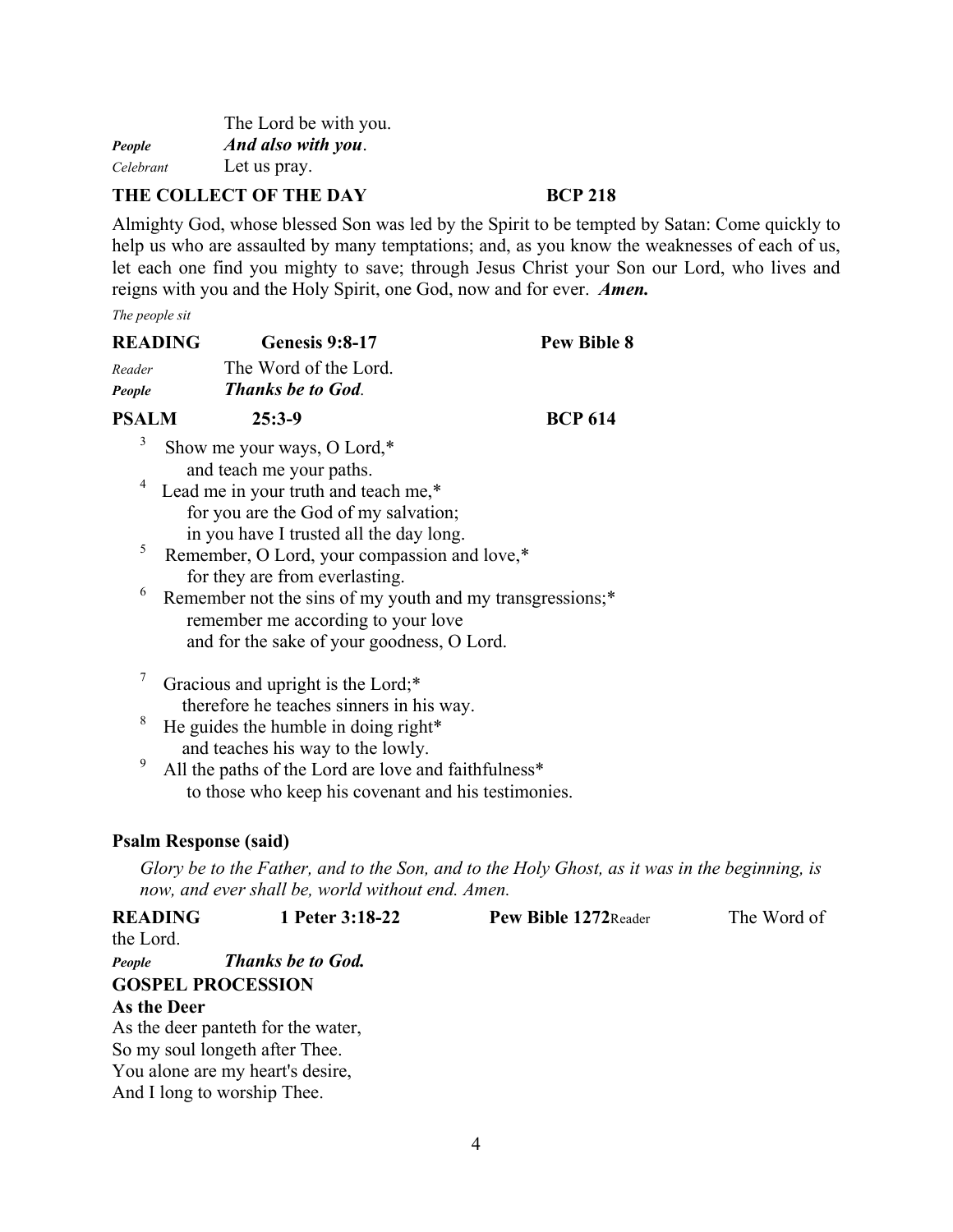The Lord be with you.

*People* ***And also with you*.**

*Celebrant* Let us pray.

**THE COLLECT OF THE DAY BCP 218**

Almighty God, whose blessed Son was led by the Spirit to be tempted by Satan: Come quickly to help us who are assaulted by many temptations; and, as you know the weaknesses of each of us, let each one find you mighty to save; through Jesus Christ your Son our Lord, who lives and reigns with you and the Holy Spirit, one God, now and for ever. ***Amen.***

*The people sit*

**READING Genesis 9:8-17 Pew Bible 8**

*Reader* The Word of the Lord.

*People* ***Thanks be to God*.**

**PSALM 25:3-9 BCP 614**

3 Show me your ways, O Lord,*
and teach me your paths.

4 Lead me in your truth and teach me,*
for you are the God of my salvation;
in you have I trusted all the day long.

5 Remember, O Lord, your compassion and love,*
for they are from everlasting.

6 Remember not the sins of my youth and my transgressions;*
remember me according to your love
and for the sake of your goodness, O Lord.

7 Gracious and upright is the Lord;*
therefore he teaches sinners in his way.

8 He guides the humble in doing right*
and teaches his way to the lowly.

9 All the paths of the Lord are love and faithfulness*
to those who keep his covenant and his testimonies.

**Psalm Response (said)**

*Glory be to the Father, and to the Son, and to the Holy Ghost, as it was in the beginning, is now, and ever shall be, world without end. Amen.*

**READING 1 Peter 3:18-22 Pew Bible 1272**

*Reader* The Word of the Lord.

*People* ***Thanks be to God.***

**GOSPEL PROCESSION**

**As the Deer**

As the deer panteth for the water,
So my soul longeth after Thee.
You alone are my heart's desire,
And I long to worship Thee.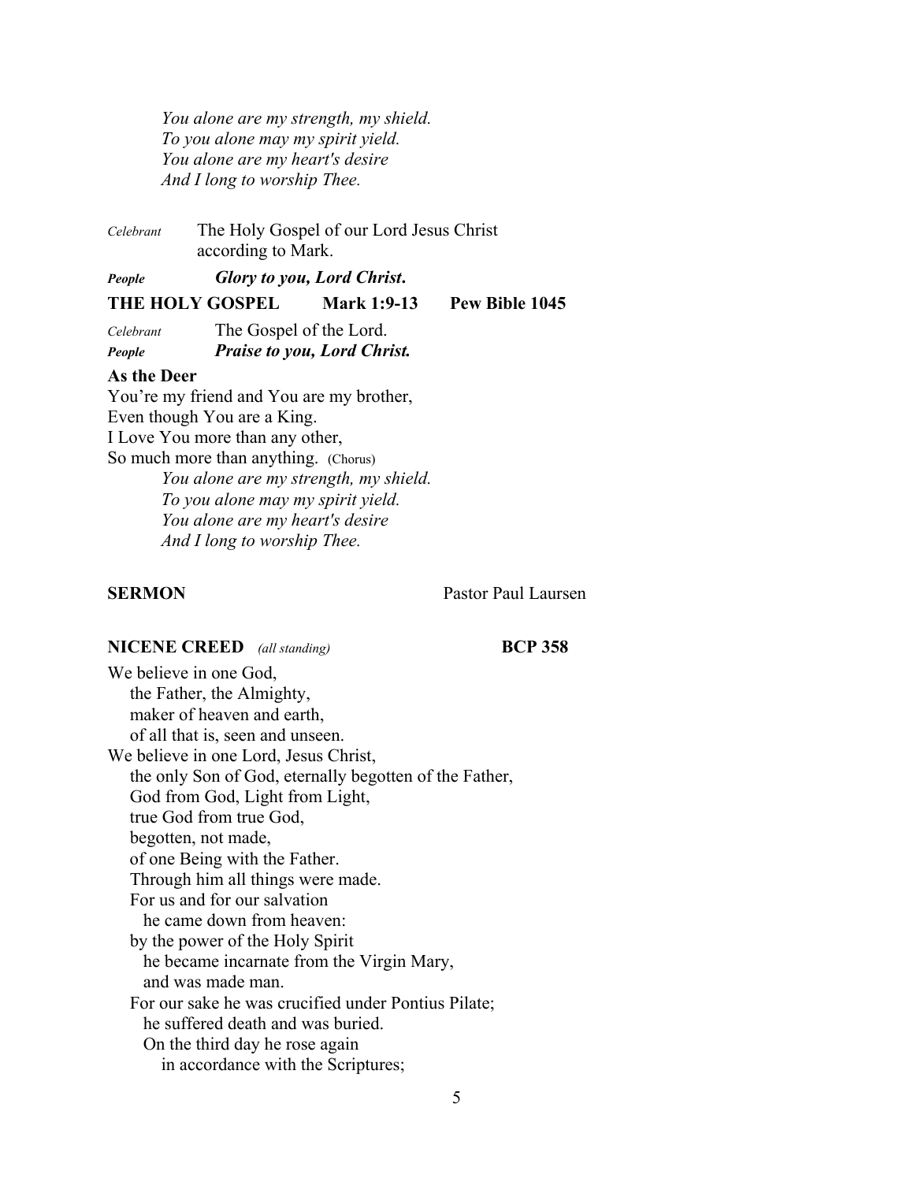*You alone are my strength, my shield.*
*To you alone may my spirit yield.*
*You alone are my heart's desire*
*And I long to worship Thee.*

*Celebrant* The Holy Gospel of our Lord Jesus Christ according to Mark.

***People*** ***Glory to you, Lord Christ.***

**THE HOLY GOSPEL Mark 1:9-13 Pew Bible 1045**

*Celebrant* The Gospel of the Lord.
***People*** ***Praise to you, Lord Christ.***

**As the Deer**

You're my friend and You are my brother,
Even though You are a King.
I Love You more than any other,
So much more than anything. (Chorus)

*You alone are my strength, my shield.*
*To you alone may my spirit yield.*
*You alone are my heart's desire*
*And I long to worship Thee.*

**SERMON** Pastor Paul Laursen

**NICENE CREED** *(all standing)* **BCP 358**

We believe in one God,
the Father, the Almighty,
maker of heaven and earth,
of all that is, seen and unseen.
We believe in one Lord, Jesus Christ,
the only Son of God, eternally begotten of the Father,
God from God, Light from Light,
true God from true God,
begotten, not made,
of one Being with the Father.
Through him all things were made.
For us and for our salvation
he came down from heaven:
by the power of the Holy Spirit
he became incarnate from the Virgin Mary,
and was made man.
For our sake he was crucified under Pontius Pilate;
he suffered death and was buried.
On the third day he rose again
in accordance with the Scriptures;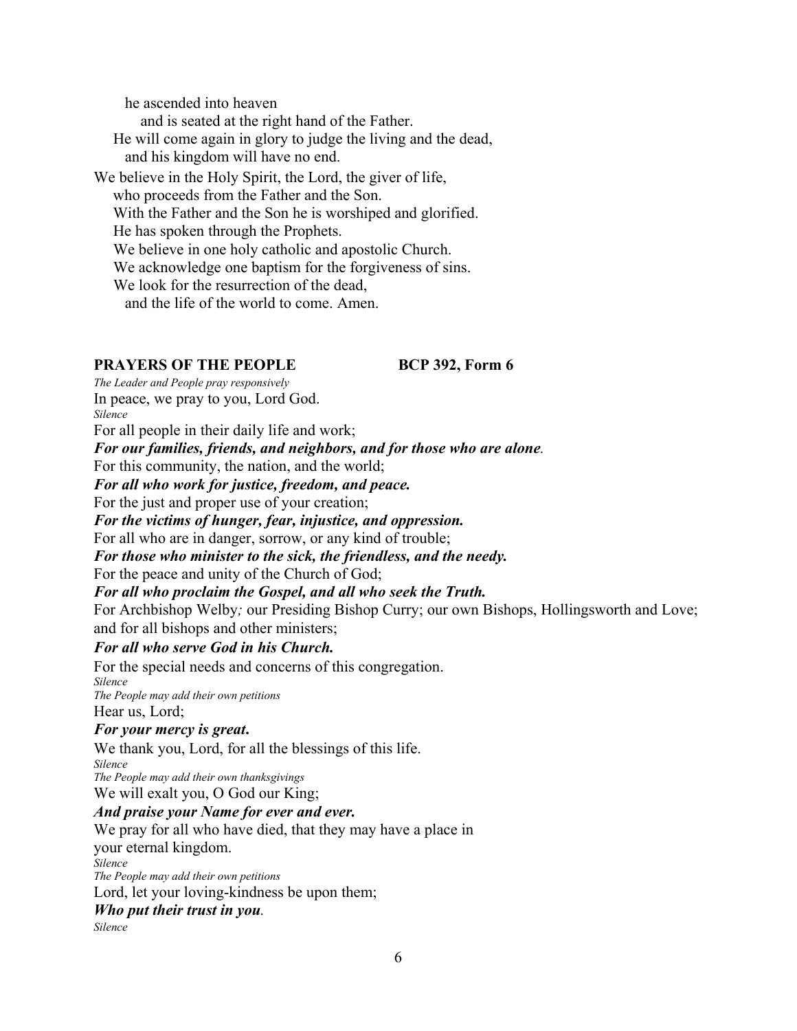he ascended into heaven
and is seated at the right hand of the Father.
He will come again in glory to judge the living and the dead,
and his kingdom will have no end.
We believe in the Holy Spirit, the Lord, the giver of life,
who proceeds from the Father and the Son.
With the Father and the Son he is worshiped and glorified.
He has spoken through the Prophets.
We believe in one holy catholic and apostolic Church.
We acknowledge one baptism for the forgiveness of sins.
We look for the resurrection of the dead,
and the life of the world to come. Amen.

**PRAYERS OF THE PEOPLE BCP 392, Form 6**

*The Leader and People pray responsively*

In peace, we pray to you, Lord God.

*Silence*

For all people in their daily life and work;

***For our families, friends, and neighbors, and for those who are alone.***

For this community, the nation, and the world;

***For all who work for justice, freedom, and peace.***

For the just and proper use of your creation;

***For the victims of hunger, fear, injustice, and oppression.***

For all who are in danger, sorrow, or any kind of trouble;

***For those who minister to the sick, the friendless, and the needy.***

For the peace and unity of the Church of God;

***For all who proclaim the Gospel, and all who seek the Truth.***

For Archbishop Welby; our Presiding Bishop Curry; our own Bishops, Hollingsworth and Love; and for all bishops and other ministers;

***For all who serve God in his Church.***

For the special needs and concerns of this congregation.

*Silence*

*The People may add their own petitions*

Hear us, Lord;

***For your mercy is great.***

We thank you, Lord, for all the blessings of this life.

*Silence*

*The People may add their own thanksgivings*

We will exalt you, O God our King;

***And praise your Name for ever and ever.***

We pray for all who have died, that they may have a place in your eternal kingdom.

*Silence*

*The People may add their own petitions*

Lord, let your loving-kindness be upon them;

***Who put their trust in you.***

*Silence*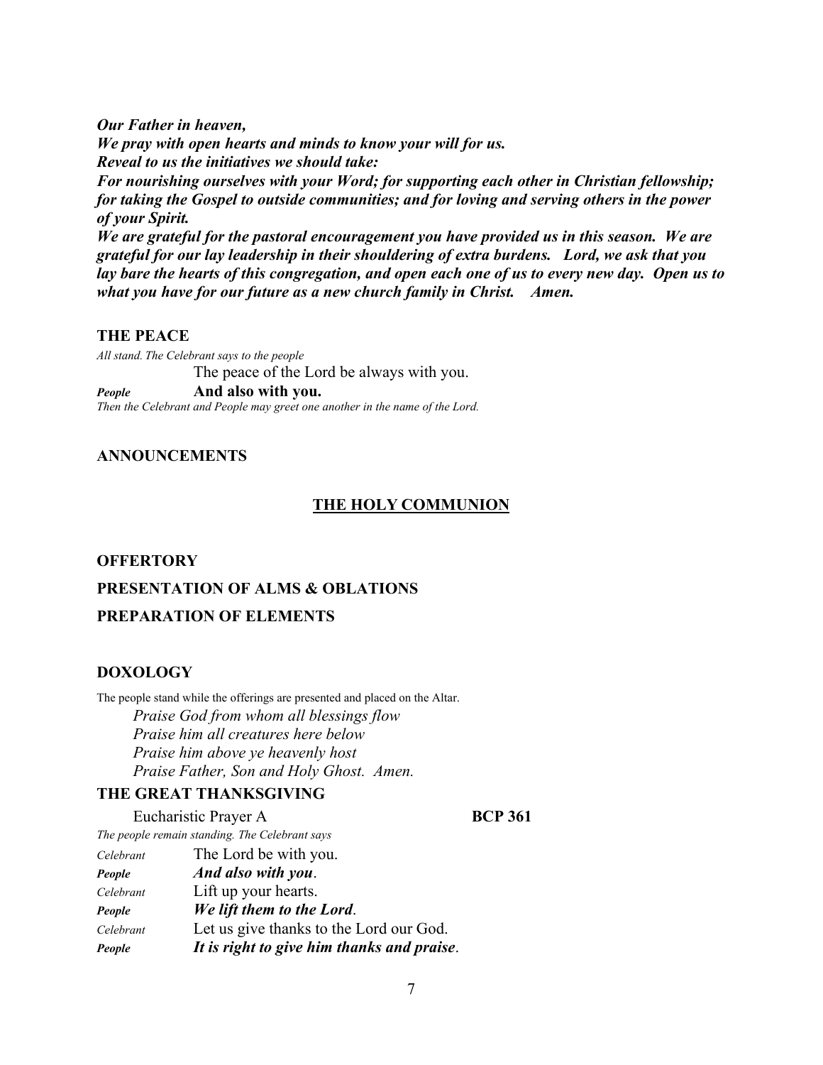***Our Father in heaven,***
***We pray with open hearts and minds to know your will for us.***
***Reveal to us the initiatives we should take:***
***For nourishing ourselves with your Word; for supporting each other in Christian fellowship; for taking the Gospel to outside communities; and for loving and serving others in the power of your Spirit.***
***We are grateful for the pastoral encouragement you have provided us in this season. We are grateful for our lay leadership in their shouldering of extra burdens. Lord, we ask that you lay bare the hearts of this congregation, and open each one of us to every new day. Open us to what you have for our future as a new church family in Christ. Amen.***

## THE PEACE

*All stand. The Celebrant says to the people*

The peace of the Lord be always with you.

***People*** **And also with you.**

*Then the Celebrant and People may greet one another in the name of the Lord.*

## ANNOUNCEMENTS

## THE HOLY COMMUNION

## OFFERTORY

## PRESENTATION OF ALMS & OBLATIONS

## PREPARATION OF ELEMENTS

## DOXOLOGY

The people stand while the offerings are presented and placed on the Altar.

*Praise God from whom all blessings flow*
*Praise him all creatures here below*
*Praise him above ye heavenly host*
*Praise Father, Son and Holy Ghost. Amen.*

## THE GREAT THANKSGIVING

Eucharistic Prayer A **BCP 361**

*The people remain standing. The Celebrant says*

*Celebrant* The Lord be with you.
***People*** ***And also with you*.**
*Celebrant* Lift up your hearts.
***People*** ***We lift them to the Lord*.**
*Celebrant* Let us give thanks to the Lord our God.
***People*** ***It is right to give him thanks and praise*.**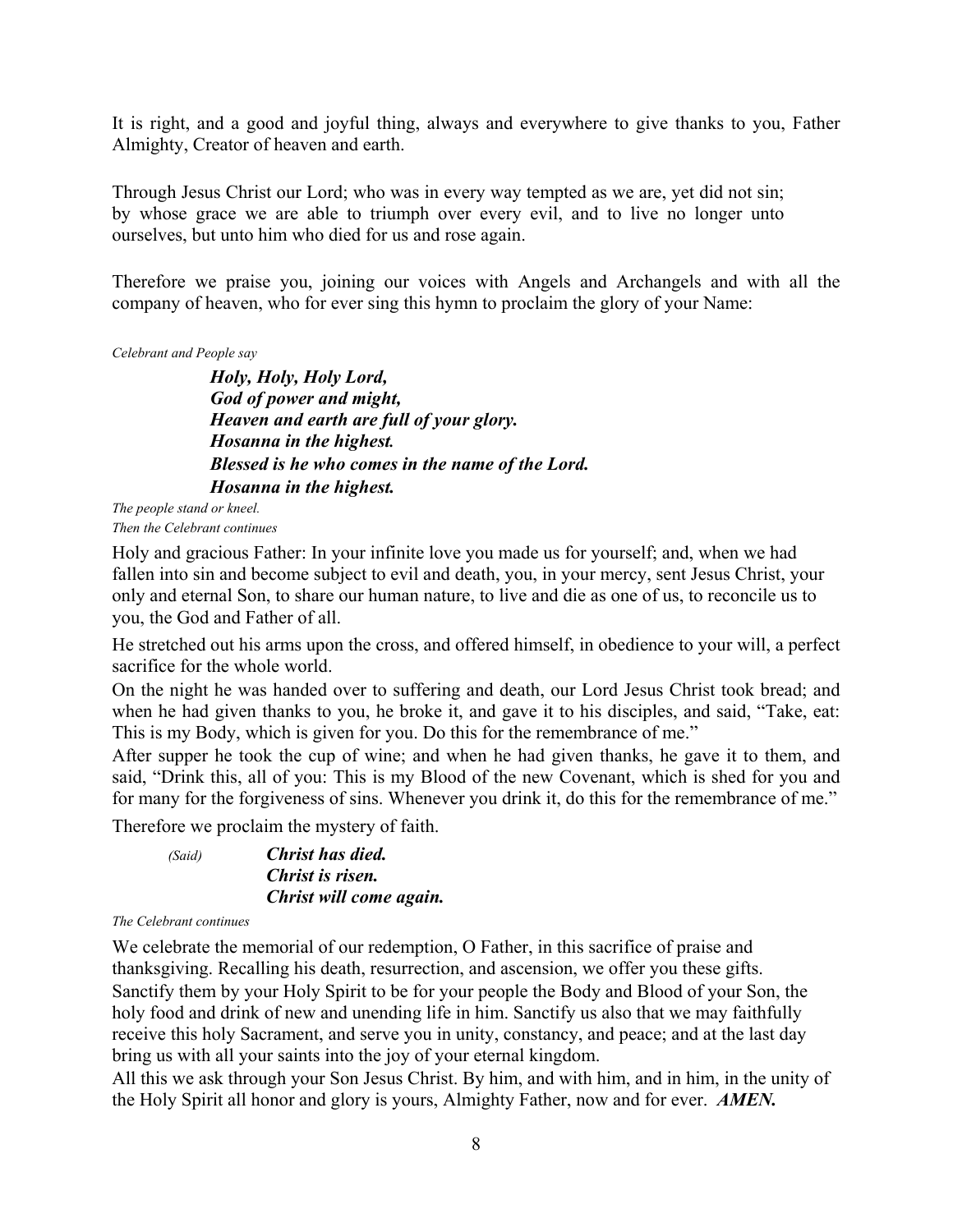It is right, and a good and joyful thing, always and everywhere to give thanks to you, Father Almighty, Creator of heaven and earth.

Through Jesus Christ our Lord; who was in every way tempted as we are, yet did not sin; by whose grace we are able to triumph over every evil, and to live no longer unto ourselves, but unto him who died for us and rose again.

Therefore we praise you, joining our voices with Angels and Archangels and with all the company of heaven, who for ever sing this hymn to proclaim the glory of your Name:

*Celebrant and People say*

> ***Holy, Holy, Holy Lord,***
> ***God of power and might,***
> ***Heaven and earth are full of your glory.***
> ***Hosanna in the highest.***
> ***Blessed is he who comes in the name of the Lord.***
> ***Hosanna in the highest.***

*The people stand or kneel.*
*Then the Celebrant continues*

Holy and gracious Father: In your infinite love you made us for yourself; and, when we had fallen into sin and become subject to evil and death, you, in your mercy, sent Jesus Christ, your only and eternal Son, to share our human nature, to live and die as one of us, to reconcile us to you, the God and Father of all.

He stretched out his arms upon the cross, and offered himself, in obedience to your will, a perfect sacrifice for the whole world.

On the night he was handed over to suffering and death, our Lord Jesus Christ took bread; and when he had given thanks to you, he broke it, and gave it to his disciples, and said, "Take, eat: This is my Body, which is given for you. Do this for the remembrance of me."

After supper he took the cup of wine; and when he had given thanks, he gave it to them, and said, "Drink this, all of you: This is my Blood of the new Covenant, which is shed for you and for many for the forgiveness of sins. Whenever you drink it, do this for the remembrance of me."

Therefore we proclaim the mystery of faith.

*(Said)* ***Christ has died.***
***Christ is risen.***
***Christ will come again.***

*The Celebrant continues*

We celebrate the memorial of our redemption, O Father, in this sacrifice of praise and thanksgiving. Recalling his death, resurrection, and ascension, we offer you these gifts. Sanctify them by your Holy Spirit to be for your people the Body and Blood of your Son, the holy food and drink of new and unending life in him. Sanctify us also that we may faithfully receive this holy Sacrament, and serve you in unity, constancy, and peace; and at the last day bring us with all your saints into the joy of your eternal kingdom.

All this we ask through your Son Jesus Christ. By him, and with him, and in him, in the unity of the Holy Spirit all honor and glory is yours, Almighty Father, now and for ever. ***AMEN.***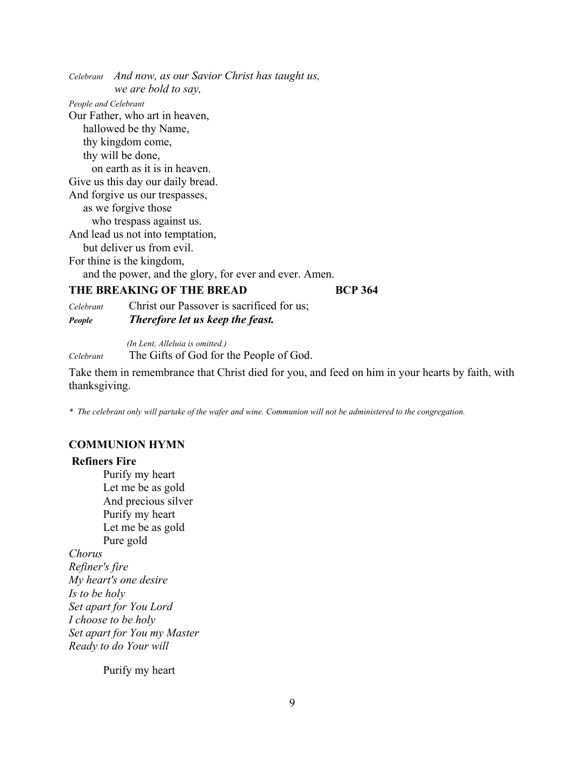*Celebrant* *And now, as our Savior Christ has taught us,*
*we are bold to say,*

*People and Celebrant*

Our Father, who art in heaven,
hallowed be thy Name,
thy kingdom come,
thy will be done,
on earth as it is in heaven.
Give us this day our daily bread.
And forgive us our trespasses,
as we forgive those
who trespass against us.
And lead us not into temptation,
but deliver us from evil.
For thine is the kingdom,
and the power, and the glory, for ever and ever. Amen.

**THE BREAKING OF THE BREAD** **BCP 364**

*Celebrant* Christ our Passover is sacrificed for us;
***People*** ***Therefore let us keep the feast.***

*(In Lent, Alleluia is omitted.)*

*Celebrant* The Gifts of God for the People of God.

Take them in remembrance that Christ died for you, and feed on him in your hearts by faith, with thanksgiving.

* *The celebrant only will partake of the wafer and wine. Communion will not be administered to the congregation.*

**COMMUNION HYMN**

**Refiners Fire**

Purify my heart
Let me be as gold
And precious silver
Purify my heart
Let me be as gold
Pure gold

*Chorus*
*Refiner's fire*
*My heart's one desire*
*Is to be holy*
*Set apart for You Lord*
*I choose to be holy*
*Set apart for You my Master*
*Ready to do Your will*

Purify my heart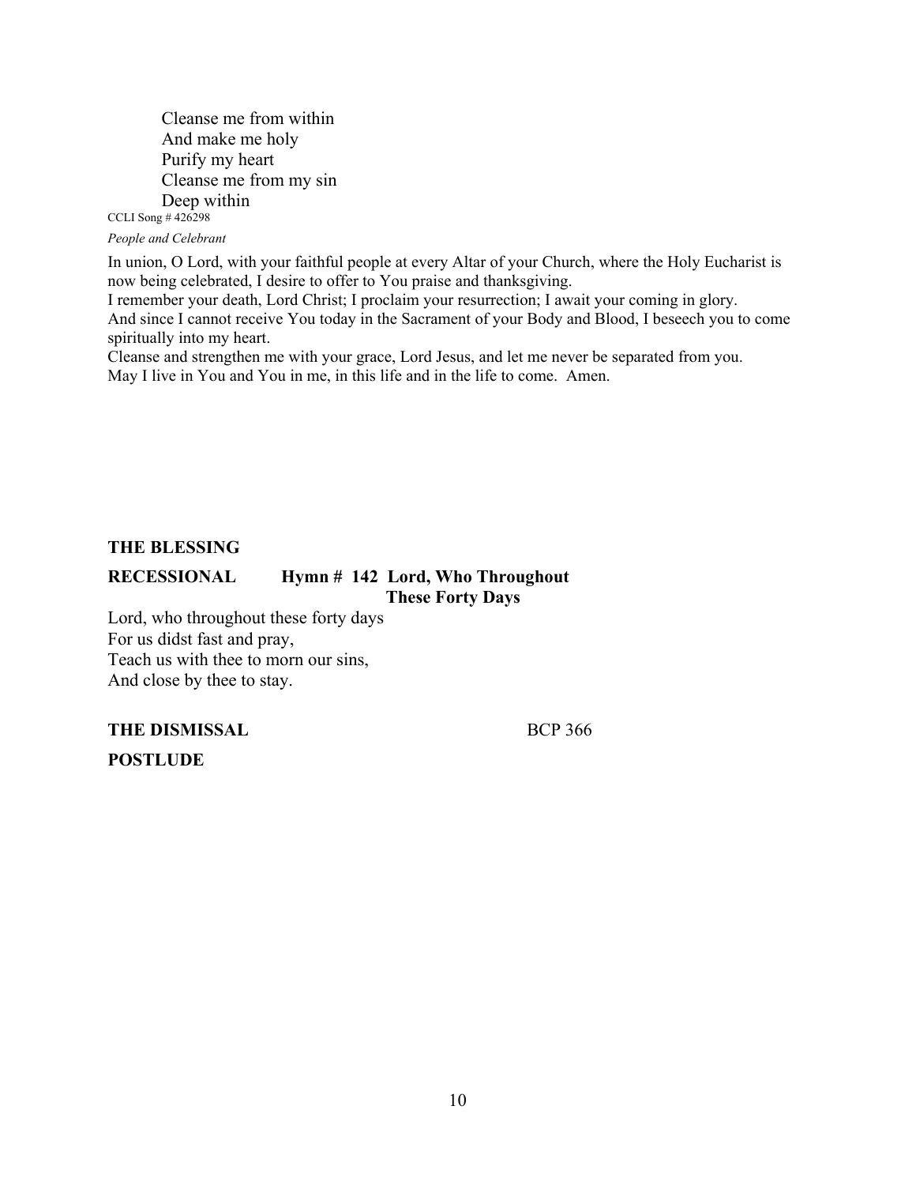Cleanse me from within  
And make me holy  
Purify my heart  
Cleanse me from my sin  
Deep within

CCLI Song # 426298

*People and Celebrant*

In union, O Lord, with your faithful people at every Altar of your Church, where the Holy Eucharist is now being celebrated, I desire to offer to You praise and thanksgiving.  
I remember your death, Lord Christ; I proclaim your resurrection; I await your coming in glory.  
And since I cannot receive You today in the Sacrament of your Body and Blood, I beseech you to come spiritually into my heart.  
Cleanse and strengthen me with your grace, Lord Jesus, and let me never be separated from you.  
May I live in You and You in me, in this life and in the life to come. Amen.

**THE BLESSING**

**RECESSIONAL Hymn # 142 Lord, Who Throughout These Forty Days**

Lord, who throughout these forty days  
For us didst fast and pray,  
Teach us with thee to morn our sins,  
And close by thee to stay.

**THE DISMISSAL** BCP 366

**POSTLUDE**